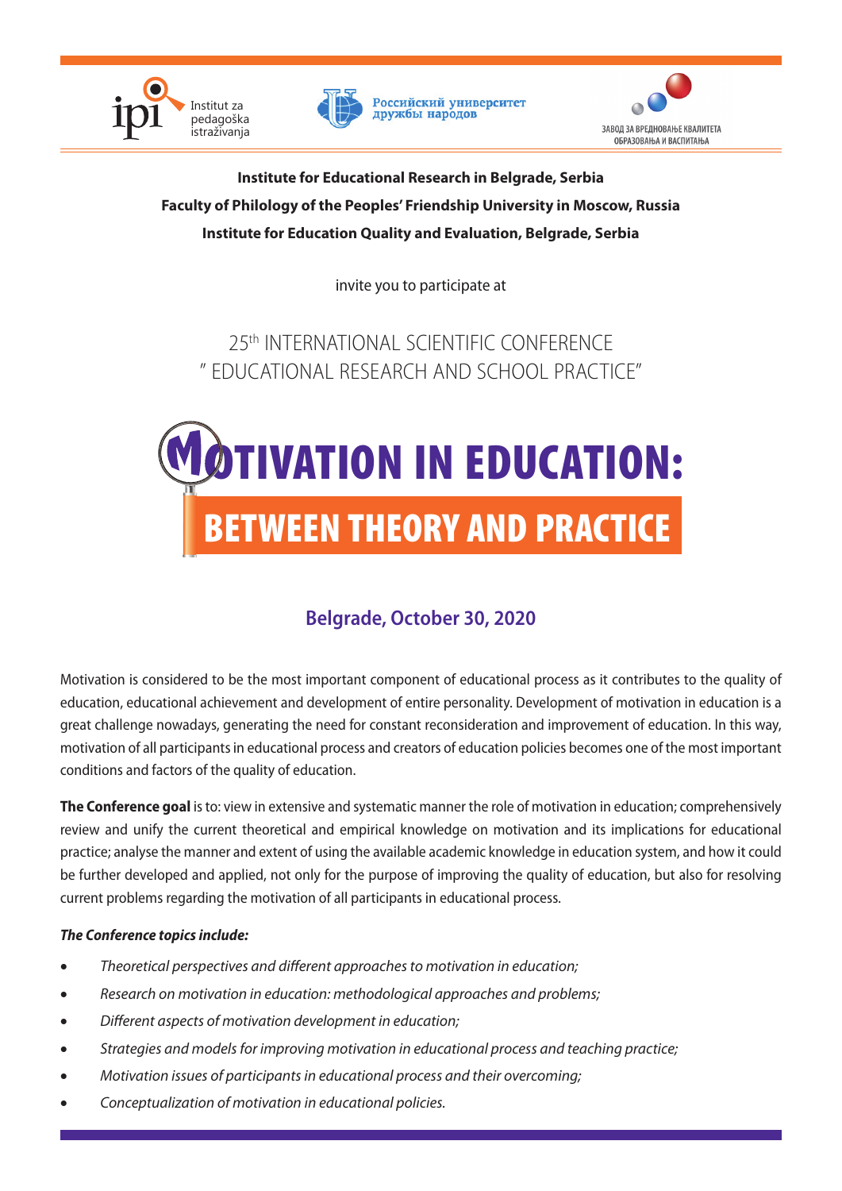Institut za pedagoška istraživanja

Российский университет дружбы народов

ЗАВОД ЗА ВРЕДНОВАЊЕ КВАЛИТЕТА ОБРАЗОВАЊА И ВАСПИТАЊА

**Institute for Educational Research in Belgrade, Serbia**
**Faculty of Philology of the Peoples' Friendship University in Moscow, Russia**
**Institute for Education Quality and Evaluation, Belgrade, Serbia**

invite you to participate at

25th INTERNATIONAL SCIENTIFIC CONFERENCE
" EDUCATIONAL RESEARCH AND SCHOOL PRACTICE"

# MOTIVATION IN EDUCATION: BETWEEN THEORY AND PRACTICE

## Belgrade, October 30, 2020

Motivation is considered to be the most important component of educational process as it contributes to the quality of education, educational achievement and development of entire personality. Development of motivation in education is a great challenge nowadays, generating the need for constant reconsideration and improvement of education. In this way, motivation of all participants in educational process and creators of education policies becomes one of the most important conditions and factors of the quality of education.

**The Conference goal** is to: view in extensive and systematic manner the role of motivation in education; comprehensively review and unify the current theoretical and empirical knowledge on motivation and its implications for educational practice; analyse the manner and extent of using the available academic knowledge in education system, and how it could be further developed and applied, not only for the purpose of improving the quality of education, but also for resolving current problems regarding the motivation of all participants in educational process.

***The Conference topics include:***

- *Theoretical perspectives and different approaches to motivation in education;*
- *Research on motivation in education: methodological approaches and problems;*
- *Different aspects of motivation development in education;*
- *Strategies and models for improving motivation in educational process and teaching practice;*
- *Motivation issues of participants in educational process and their overcoming;*
- *Conceptualization of motivation in educational policies.*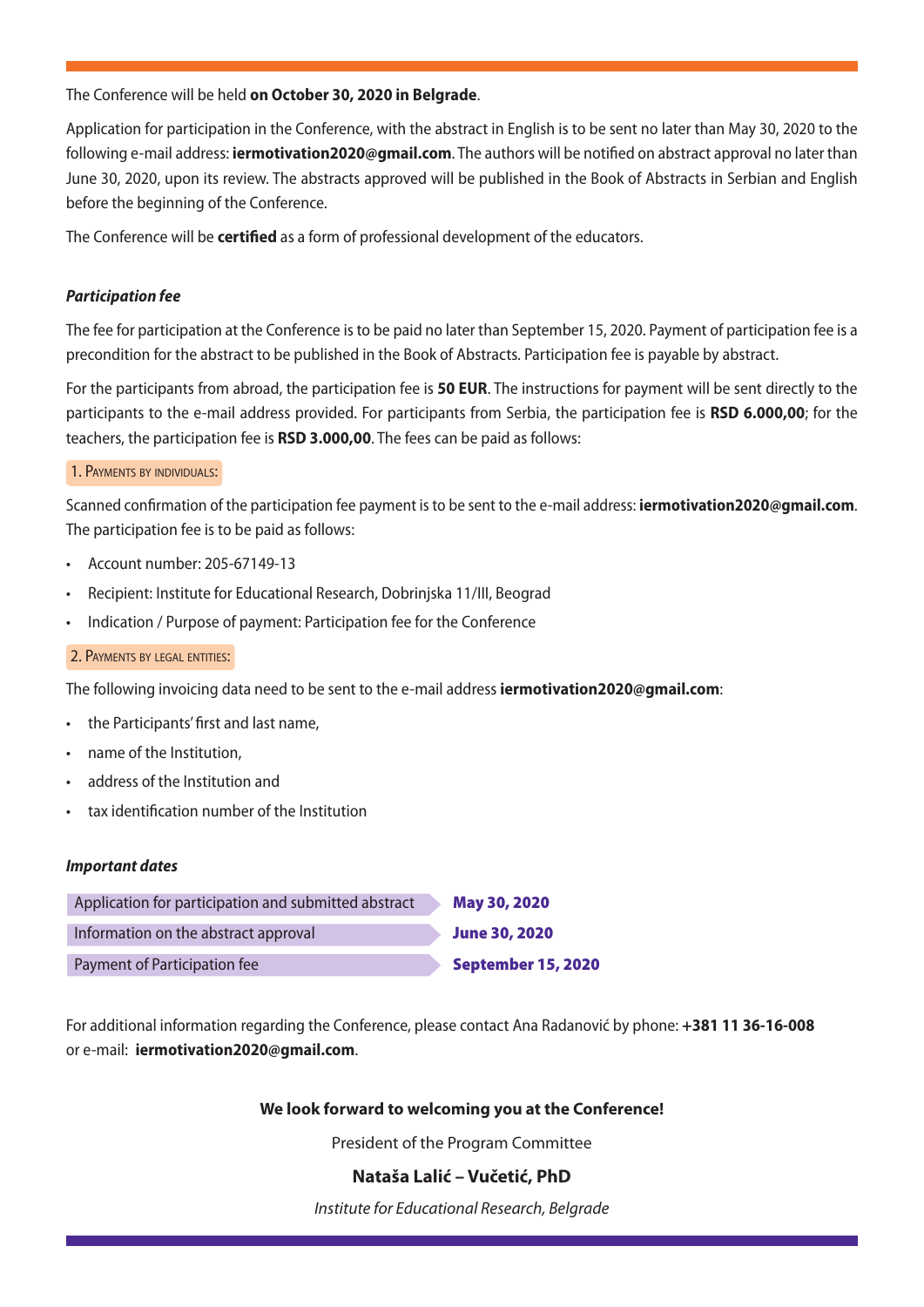The Conference will be held **on October 30, 2020 in Belgrade**.

Application for participation in the Conference, with the abstract in English is to be sent no later than May 30, 2020 to the following e-mail address: **iermotivation2020@gmail.com**. The authors will be notified on abstract approval no later than June 30, 2020, upon its review. The abstracts approved will be published in the Book of Abstracts in Serbian and English before the beginning of the Conference.

The Conference will be **certified** as a form of professional development of the educators.

***Participation fee***

The fee for participation at the Conference is to be paid no later than September 15, 2020. Payment of participation fee is a precondition for the abstract to be published in the Book of Abstracts. Participation fee is payable by abstract.

For the participants from abroad, the participation fee is **50 EUR**. The instructions for payment will be sent directly to the participants to the e-mail address provided. For participants from Serbia, the participation fee is **RSD 6.000,00**; for the teachers, the participation fee is **RSD 3.000,00**. The fees can be paid as follows:

1. Payments by individuals:

Scanned confirmation of the participation fee payment is to be sent to the e-mail address: **iermotivation2020@gmail.com**. The participation fee is to be paid as follows:

- Account number: 205-67149-13
- Recipient: Institute for Educational Research, Dobrinjska 11/III, Beograd
- Indication / Purpose of payment: Participation fee for the Conference

2. Payments by legal entities:

The following invoicing data need to be sent to the e-mail address **iermotivation2020@gmail.com**:

- the Participants' first and last name,
- name of the Institution,
- address of the Institution and
- tax identification number of the Institution

***Important dates***

| | |
|---|---|
| Application for participation and submitted abstract | **May 30, 2020** |
| Information on the abstract approval | **June 30, 2020** |
| Payment of Participation fee | **September 15, 2020** |

For additional information regarding the Conference, please contact Ana Radanović by phone: **+381 11 36-16-008** or e-mail: **iermotivation2020@gmail.com**.

**We look forward to welcoming you at the Conference!**

President of the Program Committee

**Nataša Lalić – Vučetić, PhD**

*Institute for Educational Research, Belgrade*